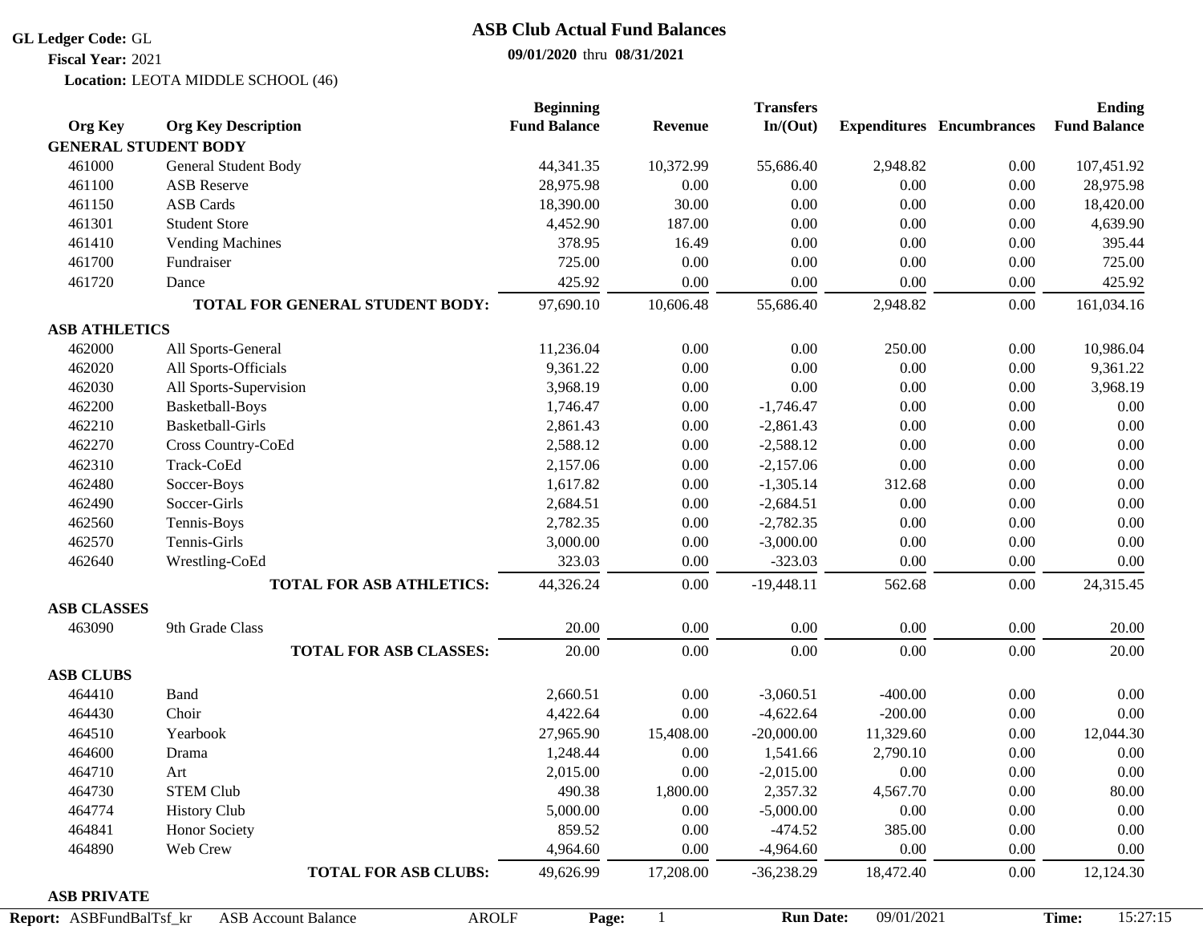**GL Ledger Code:** GL

**Fiscal Year:** 2021

**Location:** LEOTA MIDDLE SCHOOL (46)

# ASB Club Actual Fund Balances

**09/01/2020** thru **08/31/2021**

| Org Key | Org Key Description | Beginning Fund Balance | Revenue | Transfers In/(Out) | Expenditures | Encumbrances | Ending Fund Balance |
|---|---|---|---|---|---|---|---|
| **GENERAL STUDENT BODY** | | | | | | | |
| 461000 | General Student Body | 44,341.35 | 10,372.99 | 55,686.40 | 2,948.82 | 0.00 | 107,451.92 |
| 461100 | ASB Reserve | 28,975.98 | 0.00 | 0.00 | 0.00 | 0.00 | 28,975.98 |
| 461150 | ASB Cards | 18,390.00 | 30.00 | 0.00 | 0.00 | 0.00 | 18,420.00 |
| 461301 | Student Store | 4,452.90 | 187.00 | 0.00 | 0.00 | 0.00 | 4,639.90 |
| 461410 | Vending Machines | 378.95 | 16.49 | 0.00 | 0.00 | 0.00 | 395.44 |
| 461700 | Fundraiser | 725.00 | 0.00 | 0.00 | 0.00 | 0.00 | 725.00 |
| 461720 | Dance | 425.92 | 0.00 | 0.00 | 0.00 | 0.00 | 425.92 |
| | **TOTAL FOR GENERAL STUDENT BODY:** | 97,690.10 | 10,606.48 | 55,686.40 | 2,948.82 | 0.00 | 161,034.16 |
| **ASB ATHLETICS** | | | | | | | |
| 462000 | All Sports-General | 11,236.04 | 0.00 | 0.00 | 250.00 | 0.00 | 10,986.04 |
| 462020 | All Sports-Officials | 9,361.22 | 0.00 | 0.00 | 0.00 | 0.00 | 9,361.22 |
| 462030 | All Sports-Supervision | 3,968.19 | 0.00 | 0.00 | 0.00 | 0.00 | 3,968.19 |
| 462200 | Basketball-Boys | 1,746.47 | 0.00 | -1,746.47 | 0.00 | 0.00 | 0.00 |
| 462210 | Basketball-Girls | 2,861.43 | 0.00 | -2,861.43 | 0.00 | 0.00 | 0.00 |
| 462270 | Cross Country-CoEd | 2,588.12 | 0.00 | -2,588.12 | 0.00 | 0.00 | 0.00 |
| 462310 | Track-CoEd | 2,157.06 | 0.00 | -2,157.06 | 0.00 | 0.00 | 0.00 |
| 462480 | Soccer-Boys | 1,617.82 | 0.00 | -1,305.14 | 312.68 | 0.00 | 0.00 |
| 462490 | Soccer-Girls | 2,684.51 | 0.00 | -2,684.51 | 0.00 | 0.00 | 0.00 |
| 462560 | Tennis-Boys | 2,782.35 | 0.00 | -2,782.35 | 0.00 | 0.00 | 0.00 |
| 462570 | Tennis-Girls | 3,000.00 | 0.00 | -3,000.00 | 0.00 | 0.00 | 0.00 |
| 462640 | Wrestling-CoEd | 323.03 | 0.00 | -323.03 | 0.00 | 0.00 | 0.00 |
| | **TOTAL FOR ASB ATHLETICS:** | 44,326.24 | 0.00 | -19,448.11 | 562.68 | 0.00 | 24,315.45 |
| **ASB CLASSES** | | | | | | | |
| 463090 | 9th Grade Class | 20.00 | 0.00 | 0.00 | 0.00 | 0.00 | 20.00 |
| | **TOTAL FOR ASB CLASSES:** | 20.00 | 0.00 | 0.00 | 0.00 | 0.00 | 20.00 |
| **ASB CLUBS** | | | | | | | |
| 464410 | Band | 2,660.51 | 0.00 | -3,060.51 | -400.00 | 0.00 | 0.00 |
| 464430 | Choir | 4,422.64 | 0.00 | -4,622.64 | -200.00 | 0.00 | 0.00 |
| 464510 | Yearbook | 27,965.90 | 15,408.00 | -20,000.00 | 11,329.60 | 0.00 | 12,044.30 |
| 464600 | Drama | 1,248.44 | 0.00 | 1,541.66 | 2,790.10 | 0.00 | 0.00 |
| 464710 | Art | 2,015.00 | 0.00 | -2,015.00 | 0.00 | 0.00 | 0.00 |
| 464730 | STEM Club | 490.38 | 1,800.00 | 2,357.32 | 4,567.70 | 0.00 | 80.00 |
| 464774 | History Club | 5,000.00 | 0.00 | -5,000.00 | 0.00 | 0.00 | 0.00 |
| 464841 | Honor Society | 859.52 | 0.00 | -474.52 | 385.00 | 0.00 | 0.00 |
| 464890 | Web Crew | 4,964.60 | 0.00 | -4,964.60 | 0.00 | 0.00 | 0.00 |
| | **TOTAL FOR ASB CLUBS:** | 49,626.99 | 17,208.00 | -36,238.29 | 18,472.40 | 0.00 | 12,124.30 |
| **ASB PRIVATE** | | | | | | | |

**Report:** ASBFundBalTsf_kr ASB Account Balance AROLF **Run Date:** 09/01/2021 **Time:** 15:27:15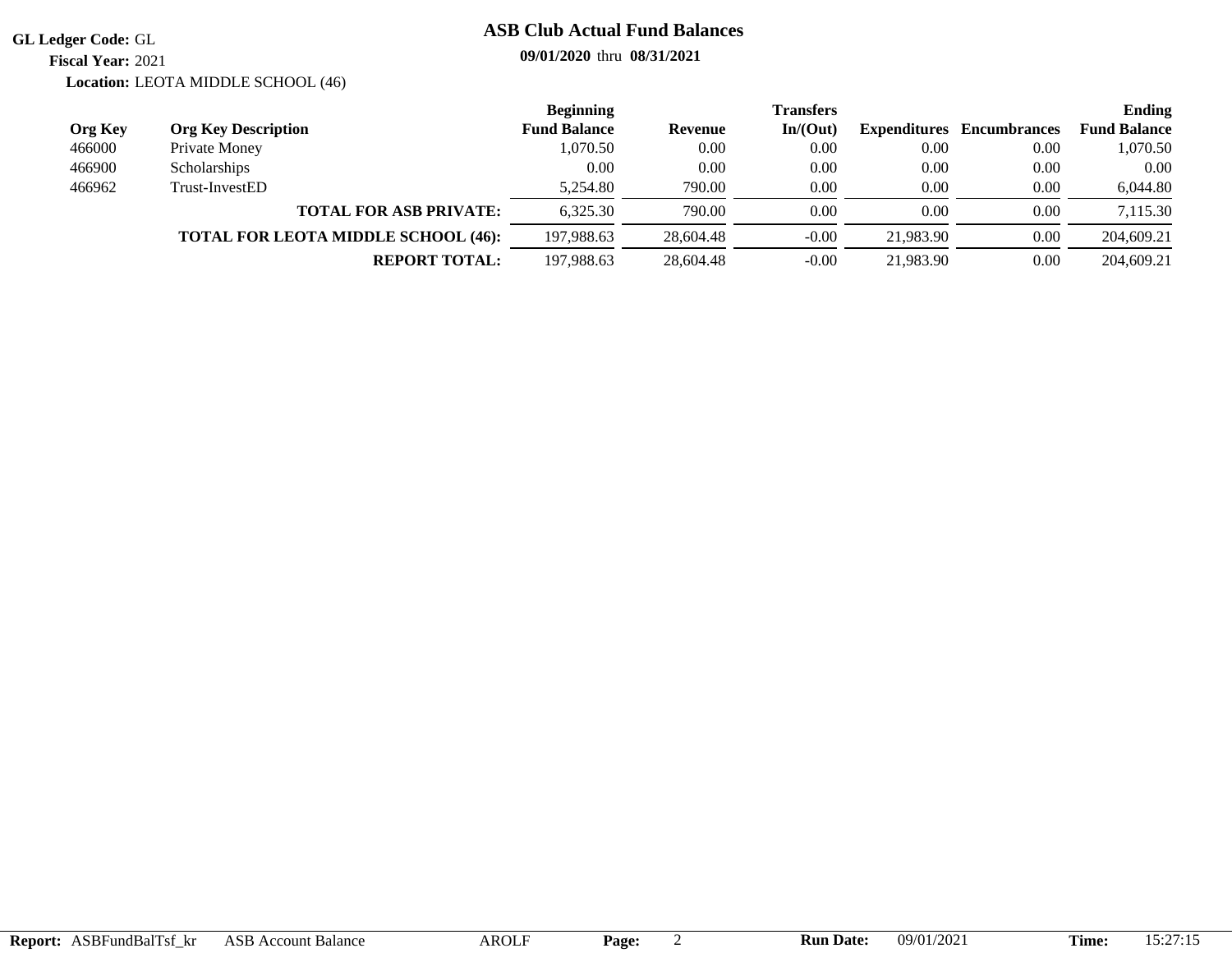**GL Ledger Code:** GL
**Fiscal Year:** 2021
**Location:** LEOTA MIDDLE SCHOOL (46)

# ASB Club Actual Fund Balances

**09/01/2020** thru **08/31/2021**

| Org Key | Org Key Description | Beginning Fund Balance | Revenue | Transfers In/(Out) | Expenditures | Encumbrances | Ending Fund Balance |
|---|---|---|---|---|---|---|---|
| 466000 | Private Money | 1,070.50 | 0.00 | 0.00 | 0.00 | 0.00 | 1,070.50 |
| 466900 | Scholarships | 0.00 | 0.00 | 0.00 | 0.00 | 0.00 | 0.00 |
| 466962 | Trust-InvestED | 5,254.80 | 790.00 | 0.00 | 0.00 | 0.00 | 6,044.80 |
| | **TOTAL FOR ASB PRIVATE:** | 6,325.30 | 790.00 | 0.00 | 0.00 | 0.00 | 7,115.30 |
| | **TOTAL FOR LEOTA MIDDLE SCHOOL (46):** | 197,988.63 | 28,604.48 | -0.00 | 21,983.90 | 0.00 | 204,609.21 |
| | **REPORT TOTAL:** | 197,988.63 | 28,604.48 | -0.00 | 21,983.90 | 0.00 | 204,609.21 |

**Report:** ASBFundBalTsf_kr ASB Account Balance AROLF **Run Date:** 09/01/2021 **Time:** 15:27:15